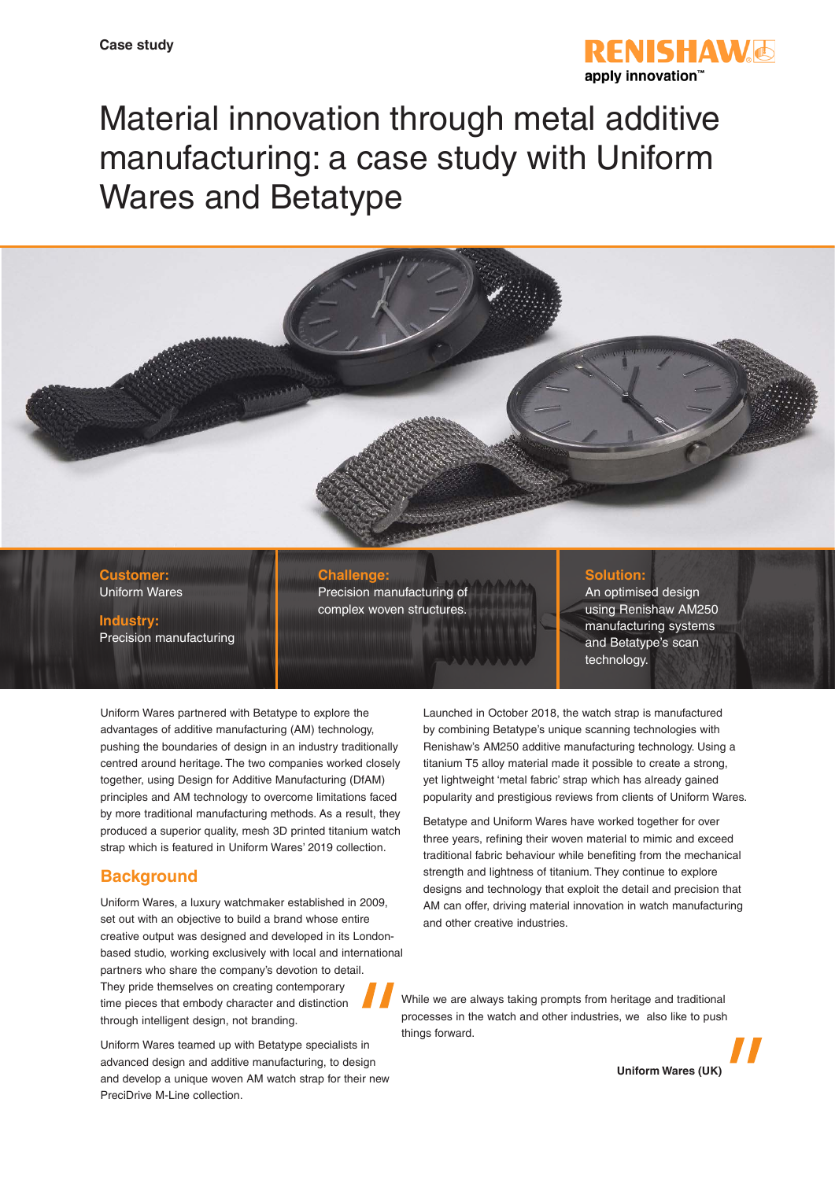Case study

# Material innovation through metal additive manufacturing: a case study with Uniform Wares and Betatype

**Customer:**
Uniform Wares

**Industry:**
Precision manufacturing

**Challenge:**
Precision manufacturing of complex woven structures.

**Solution:**
An optimised design using Renishaw AM250 manufacturing systems and Betatype's scan technology.

Uniform Wares partnered with Betatype to explore the advantages of additive manufacturing (AM) technology, pushing the boundaries of design in an industry traditionally centred around heritage. The two companies worked closely together, using Design for Additive Manufacturing (DfAM) principles and AM technology to overcome limitations faced by more traditional manufacturing methods. As a result, they produced a superior quality, mesh 3D printed titanium watch strap which is featured in Uniform Wares' 2019 collection.

## Background

Uniform Wares, a luxury watchmaker established in 2009, set out with an objective to build a brand whose entire creative output was designed and developed in its London-based studio, working exclusively with local and international partners who share the company's devotion to detail. They pride themselves on creating contemporary time pieces that embody character and distinction through intelligent design, not branding.

Uniform Wares teamed up with Betatype specialists in advanced design and additive manufacturing, to design and develop a unique woven AM watch strap for their new PreciDrive M-Line collection.

Launched in October 2018, the watch strap is manufactured by combining Betatype's unique scanning technologies with Renishaw's AM250 additive manufacturing technology. Using a titanium T5 alloy material made it possible to create a strong, yet lightweight 'metal fabric' strap which has already gained popularity and prestigious reviews from clients of Uniform Wares.

Betatype and Uniform Wares have worked together for over three years, refining their woven material to mimic and exceed traditional fabric behaviour while benefiting from the mechanical strength and lightness of titanium. They continue to explore designs and technology that exploit the detail and precision that AM can offer, driving material innovation in watch manufacturing and other creative industries.

> "While we are always taking prompts from heritage and traditional processes in the watch and other industries, we also like to push things forward."
>
> **Uniform Wares (UK)**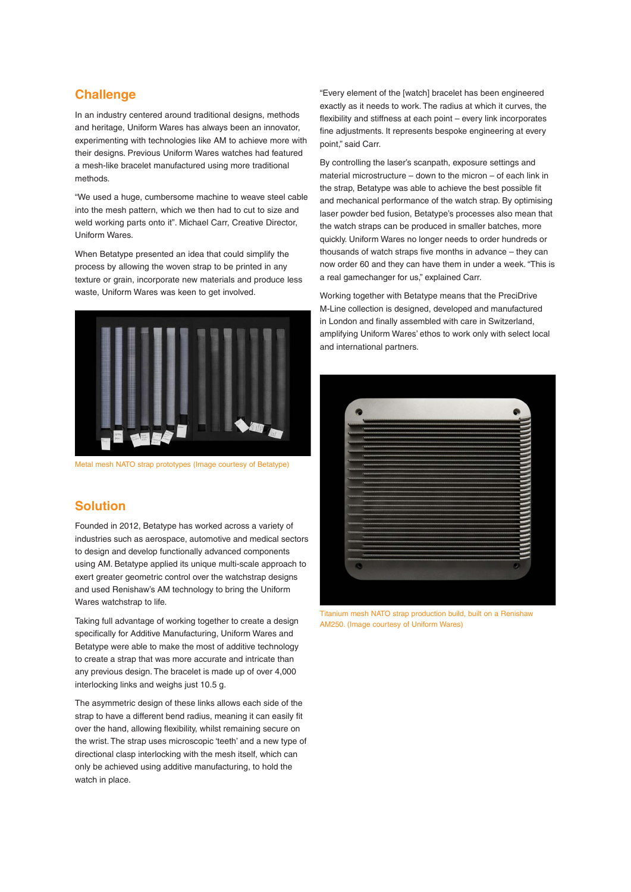## Challenge

In an industry centered around traditional designs, methods and heritage, Uniform Wares has always been an innovator, experimenting with technologies like AM to achieve more with their designs. Previous Uniform Wares watches had featured a mesh-like bracelet manufactured using more traditional methods.

"We used a huge, cumbersome machine to weave steel cable into the mesh pattern, which we then had to cut to size and weld working parts onto it". Michael Carr, Creative Director, Uniform Wares.

When Betatype presented an idea that could simplify the process by allowing the woven strap to be printed in any texture or grain, incorporate new materials and produce less waste, Uniform Wares was keen to get involved.

Metal mesh NATO strap prototypes (Image courtesy of Betatype)

## Solution

Founded in 2012, Betatype has worked across a variety of industries such as aerospace, automotive and medical sectors to design and develop functionally advanced components using AM. Betatype applied its unique multi-scale approach to exert greater geometric control over the watchstrap designs and used Renishaw's AM technology to bring the Uniform Wares watchstrap to life.

Taking full advantage of working together to create a design specifically for Additive Manufacturing, Uniform Wares and Betatype were able to make the most of additive technology to create a strap that was more accurate and intricate than any previous design. The bracelet is made up of over 4,000 interlocking links and weighs just 10.5 g.

The asymmetric design of these links allows each side of the strap to have a different bend radius, meaning it can easily fit over the hand, allowing flexibility, whilst remaining secure on the wrist. The strap uses microscopic 'teeth' and a new type of directional clasp interlocking with the mesh itself, which can only be achieved using additive manufacturing, to hold the watch in place.

"Every element of the [watch] bracelet has been engineered exactly as it needs to work. The radius at which it curves, the flexibility and stiffness at each point – every link incorporates fine adjustments. It represents bespoke engineering at every point," said Carr.

By controlling the laser's scanpath, exposure settings and material microstructure – down to the micron – of each link in the strap, Betatype was able to achieve the best possible fit and mechanical performance of the watch strap. By optimising laser powder bed fusion, Betatype's processes also mean that the watch straps can be produced in smaller batches, more quickly. Uniform Wares no longer needs to order hundreds or thousands of watch straps five months in advance – they can now order 60 and they can have them in under a week. "This is a real gamechanger for us," explained Carr.

Working together with Betatype means that the PreciDrive M-Line collection is designed, developed and manufactured in London and finally assembled with care in Switzerland, amplifying Uniform Wares' ethos to work only with select local and international partners.

Titanium mesh NATO strap production build, built on a Renishaw AM250. (Image courtesy of Uniform Wares)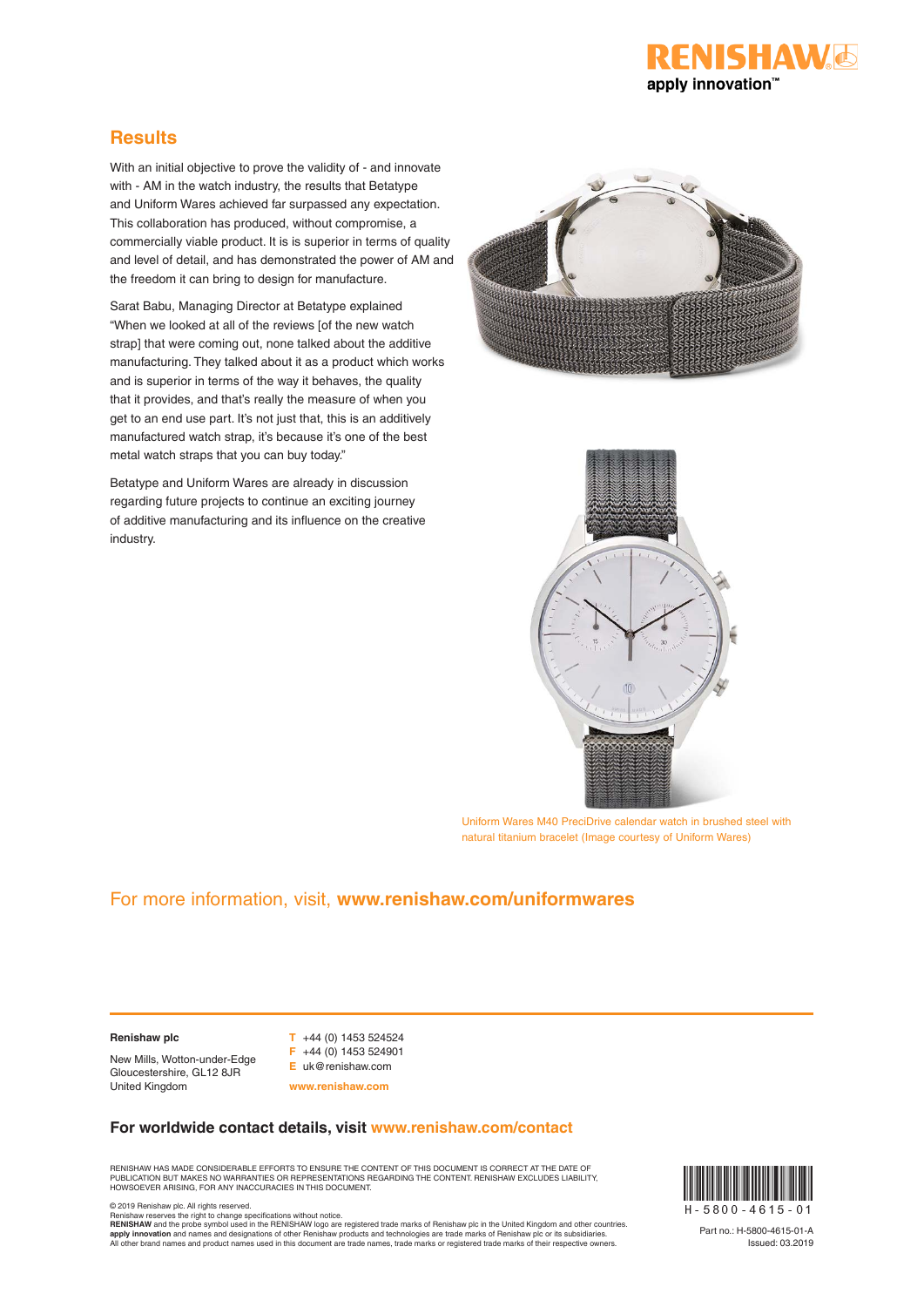## Results

With an initial objective to prove the validity of - and innovate with - AM in the watch industry, the results that Betatype and Uniform Wares achieved far surpassed any expectation. This collaboration has produced, without compromise, a commercially viable product. It is is superior in terms of quality and level of detail, and has demonstrated the power of AM and the freedom it can bring to design for manufacture.

Sarat Babu, Managing Director at Betatype explained "When we looked at all of the reviews [of the new watch strap] that were coming out, none talked about the additive manufacturing. They talked about it as a product which works and is superior in terms of the way it behaves, the quality that it provides, and that's really the measure of when you get to an end use part. It's not just that, this is an additively manufactured watch strap, it's because it's one of the best metal watch straps that you can buy today."

Betatype and Uniform Wares are already in discussion regarding future projects to continue an exciting journey of additive manufacturing and its influence on the creative industry.

Uniform Wares M40 PreciDrive calendar watch in brushed steel with natural titanium bracelet (Image courtesy of Uniform Wares)

For more information, visit, **www.renishaw.com/uniformwares**

**Renishaw plc**

New Mills, Wotton-under-Edge
Gloucestershire, GL12 8JR
United Kingdom

T +44 (0) 1453 524524
F +44 (0) 1453 524901
E uk@renishaw.com

www.renishaw.com

**For worldwide contact details, visit www.renishaw.com/contact**

RENISHAW HAS MADE CONSIDERABLE EFFORTS TO ENSURE THE CONTENT OF THIS DOCUMENT IS CORRECT AT THE DATE OF PUBLICATION BUT MAKES NO WARRANTIES OR REPRESENTATIONS REGARDING THE CONTENT. RENISHAW EXCLUDES LIABILITY, HOWSOEVER ARISING, FOR ANY INACCURACIES IN THIS DOCUMENT.

© 2019 Renishaw plc. All rights reserved.
Renishaw reserves the right to change specifications without notice.
**RENISHAW** and the probe symbol used in the RENISHAW logo are registered trade marks of Renishaw plc in the United Kingdom and other countries. **apply innovation** and names and designations of other Renishaw products and technologies are trade marks of Renishaw plc or its subsidiaries.
All other brand names and product names used in this document are trade names, trade marks or registered trade marks of their respective owners.

H-5800-4615-01

Part no.: H-5800-4615-01-A
Issued: 03.2019